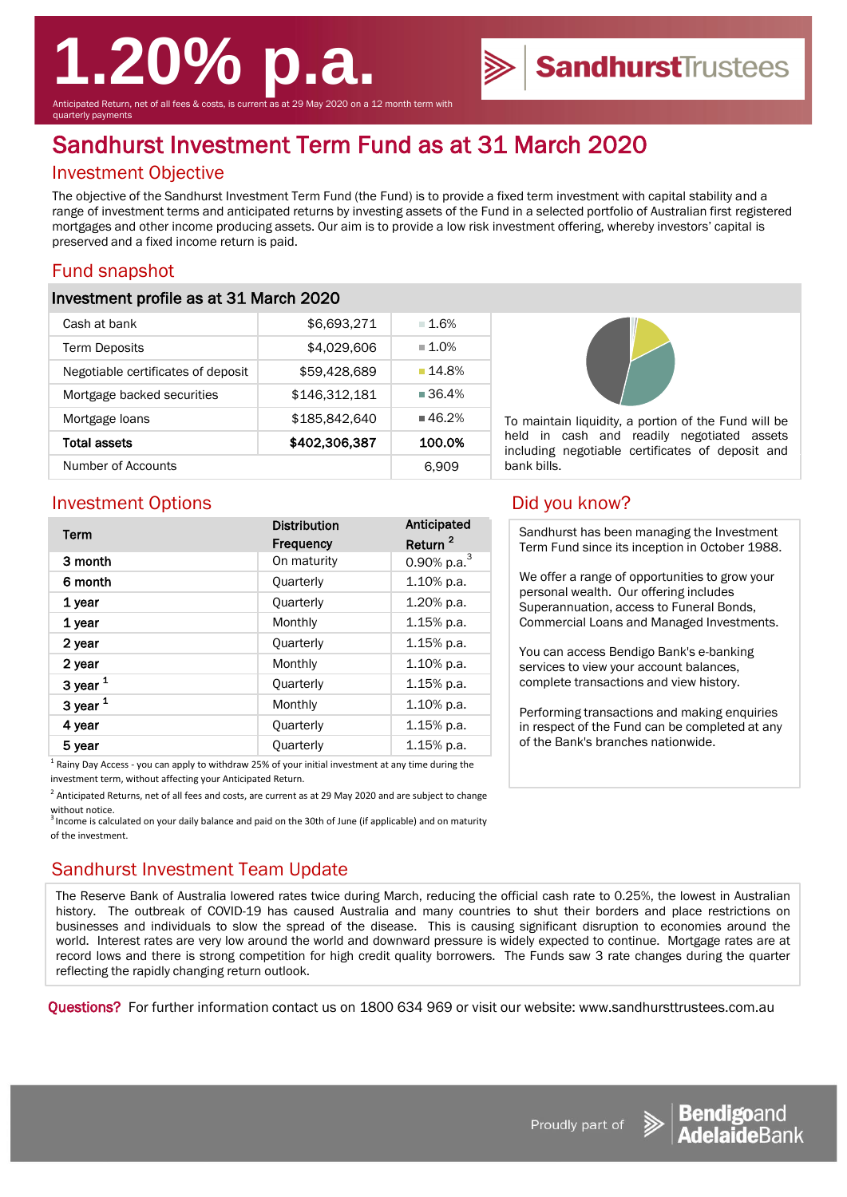# 1.20% p.a.

Anticipated Return, net of all fees & costs, is current as at 29 May 2020 on a 12 month term with quarterly payments

SandhurstTrustees

# Sandhurst Investment Term Fund as at 31 March 2020

## Investment Objective

The objective of the Sandhurst Investment Term Fund (the Fund) is to provide a fixed term investment with capital stability and a range of investment terms and anticipated returns by investing assets of the Fund in a selected portfolio of Australian first registered mortgages and other income producing assets. Our aim is to provide a low risk investment offering, whereby investors' capital is preserved and a fixed income return is paid.

## Fund snapshot

### Investment profile as at 31 March 2020

| | | |
|---|---|---|
| Cash at bank | $6,693,271 | 1.6% |
| Term Deposits | $4,029,606 | 1.0% |
| Negotiable certificates of deposit | $59,428,689 | 14.8% |
| Mortgage backed securities | $146,312,181 | 36.4% |
| Mortgage loans | $185,842,640 | 46.2% |
| **Total assets** | **$402,306,387** | **100.0%** |
| Number of Accounts | | 6,909 |

To maintain liquidity, a portion of the Fund will be held in cash and readily negotiated assets including negotiable certificates of deposit and bank bills.

## Investment Options

| Term | Distribution Frequency | Anticipated Return [2] |
|---|---|---|
| 3 month | On maturity | 0.90% p.a.[3] |
| 6 month | Quarterly | 1.10% p.a. |
| 1 year | Quarterly | 1.20% p.a. |
| 1 year | Monthly | 1.15% p.a. |
| 2 year | Quarterly | 1.15% p.a. |
| 2 year | Monthly | 1.10% p.a. |
| 3 year [1] | Quarterly | 1.15% p.a. |
| 3 year [1] | Monthly | 1.10% p.a. |
| 4 year | Quarterly | 1.15% p.a. |
| 5 year | Quarterly | 1.15% p.a. |

[1] Rainy Day Access - you can apply to withdraw 25% of your initial investment at any time during the investment term, without affecting your Anticipated Return.

[2] Anticipated Returns, net of all fees and costs, are current as at 29 May 2020 and are subject to change without notice.

[3] Income is calculated on your daily balance and paid on the 30th of June (if applicable) and on maturity of the investment.

## Did you know?

Sandhurst has been managing the Investment Term Fund since its inception in October 1988.

We offer a range of opportunities to grow your personal wealth. Our offering includes Superannuation, access to Funeral Bonds, Commercial Loans and Managed Investments.

You can access Bendigo Bank's e-banking services to view your account balances, complete transactions and view history.

Performing transactions and making enquiries in respect of the Fund can be completed at any of the Bank's branches nationwide.

## Sandhurst Investment Team Update

The Reserve Bank of Australia lowered rates twice during March, reducing the official cash rate to 0.25%, the lowest in Australian history. The outbreak of COVID-19 has caused Australia and many countries to shut their borders and place restrictions on businesses and individuals to slow the spread of the disease. This is causing significant disruption to economies around the world. Interest rates are very low around the world and downward pressure is widely expected to continue. Mortgage rates are at record lows and there is strong competition for high credit quality borrowers. The Funds saw 3 rate changes during the quarter reflecting the rapidly changing return outlook.

**Questions?** For further information contact us on 1800 634 969 or visit our website: www.sandhursttrustees.com.au

Proudly part of Bendigo and Adelaide Bank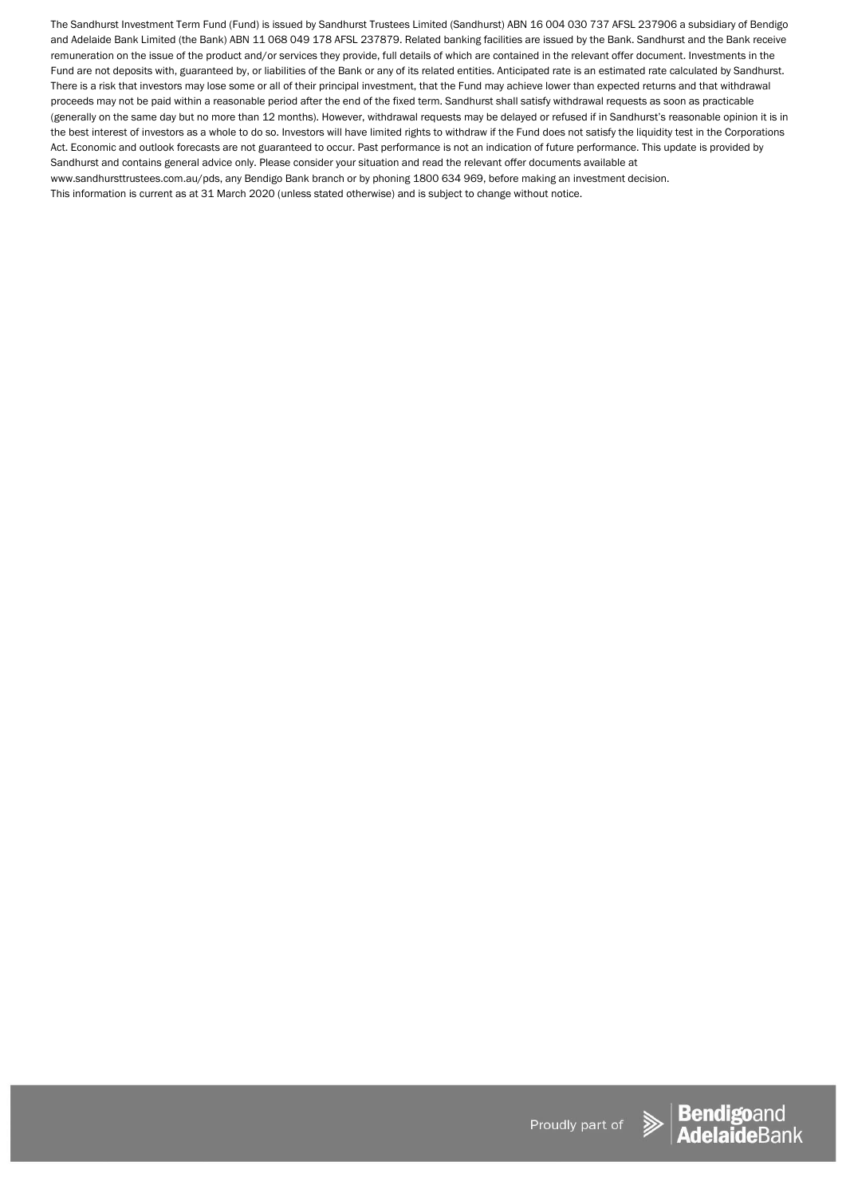The Sandhurst Investment Term Fund (Fund) is issued by Sandhurst Trustees Limited (Sandhurst) ABN 16 004 030 737 AFSL 237906 a subsidiary of Bendigo and Adelaide Bank Limited (the Bank) ABN 11 068 049 178 AFSL 237879. Related banking facilities are issued by the Bank. Sandhurst and the Bank receive remuneration on the issue of the product and/or services they provide, full details of which are contained in the relevant offer document. Investments in the Fund are not deposits with, guaranteed by, or liabilities of the Bank or any of its related entities. Anticipated rate is an estimated rate calculated by Sandhurst. There is a risk that investors may lose some or all of their principal investment, that the Fund may achieve lower than expected returns and that withdrawal proceeds may not be paid within a reasonable period after the end of the fixed term. Sandhurst shall satisfy withdrawal requests as soon as practicable (generally on the same day but no more than 12 months). However, withdrawal requests may be delayed or refused if in Sandhurst's reasonable opinion it is in the best interest of investors as a whole to do so. Investors will have limited rights to withdraw if the Fund does not satisfy the liquidity test in the Corporations Act. Economic and outlook forecasts are not guaranteed to occur. Past performance is not an indication of future performance. This update is provided by Sandhurst and contains general advice only. Please consider your situation and read the relevant offer documents available at www.sandhursttrustees.com.au/pds, any Bendigo Bank branch or by phoning 1800 634 969, before making an investment decision.
This information is current as at 31 March 2020 (unless stated otherwise) and is subject to change without notice.

Proudly part of **Bendigo**and **Adelaide**Bank